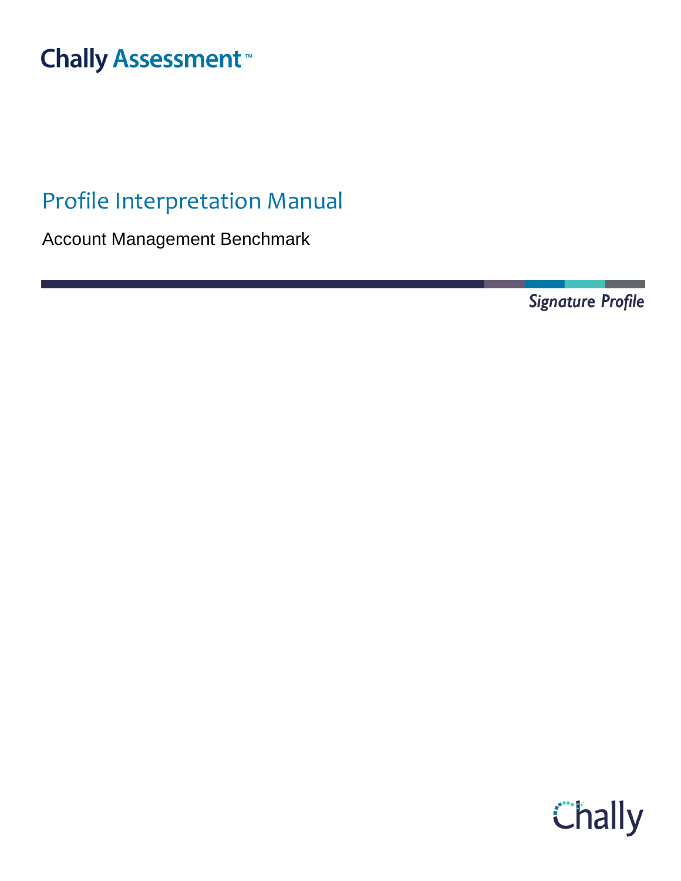Chally Assessment™

# Profile Interpretation Manual

Account Management Benchmark

*Signature Profile*

Chally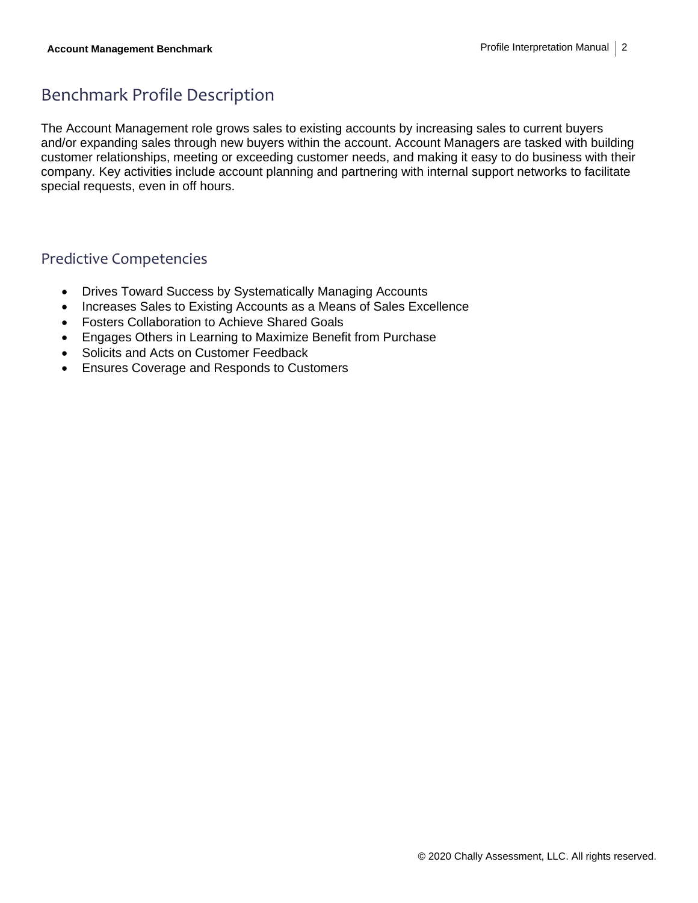## Benchmark Profile Description

The Account Management role grows sales to existing accounts by increasing sales to current buyers and/or expanding sales through new buyers within the account. Account Managers are tasked with building customer relationships, meeting or exceeding customer needs, and making it easy to do business with their company. Key activities include account planning and partnering with internal support networks to facilitate special requests, even in off hours.

## Predictive Competencies

- Drives Toward Success by Systematically Managing Accounts
- Increases Sales to Existing Accounts as a Means of Sales Excellence
- Fosters Collaboration to Achieve Shared Goals
- Engages Others in Learning to Maximize Benefit from Purchase
- Solicits and Acts on Customer Feedback
- Ensures Coverage and Responds to Customers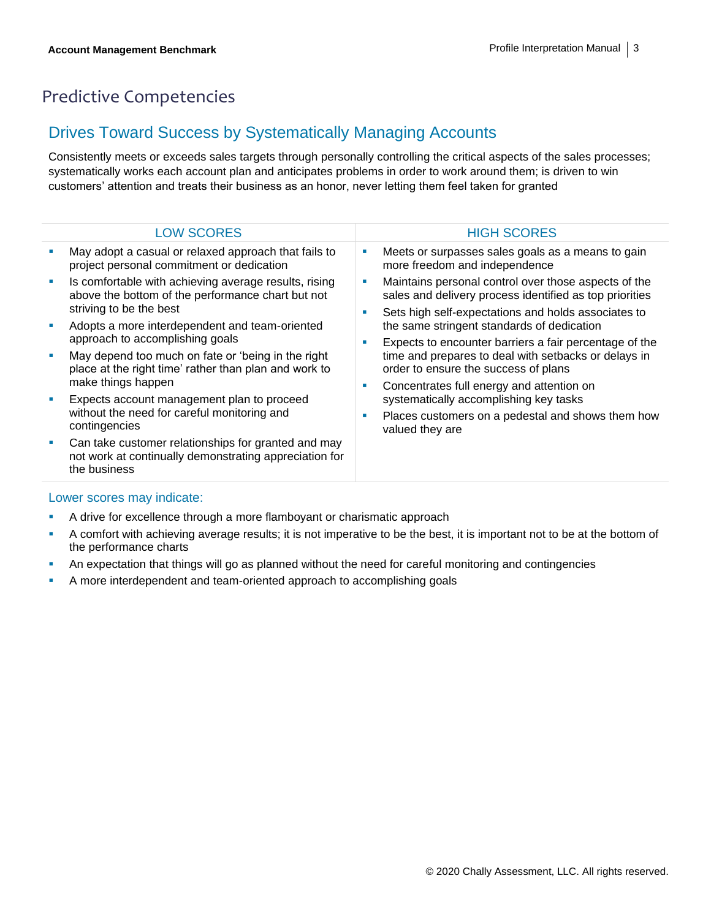# Predictive Competencies

## Drives Toward Success by Systematically Managing Accounts

Consistently meets or exceeds sales targets through personally controlling the critical aspects of the sales processes; systematically works each account plan and anticipates problems in order to work around them; is driven to win customers' attention and treats their business as an honor, never letting them feel taken for granted

| LOW SCORES | HIGH SCORES |
|---|---|
| ▪ May adopt a casual or relaxed approach that fails to project personal commitment or dedication<br>▪ Is comfortable with achieving average results, rising above the bottom of the performance chart but not striving to be the best<br>▪ Adopts a more interdependent and team-oriented approach to accomplishing goals<br>▪ May depend too much on fate or 'being in the right place at the right time' rather than plan and work to make things happen<br>▪ Expects account management plan to proceed without the need for careful monitoring and contingencies<br>▪ Can take customer relationships for granted and may not work at continually demonstrating appreciation for the business | ▪ Meets or surpasses sales goals as a means to gain more freedom and independence<br>▪ Maintains personal control over those aspects of the sales and delivery process identified as top priorities<br>▪ Sets high self-expectations and holds associates to the same stringent standards of dedication<br>▪ Expects to encounter barriers a fair percentage of the time and prepares to deal with setbacks or delays in order to ensure the success of plans<br>▪ Concentrates full energy and attention on systematically accomplishing key tasks<br>▪ Places customers on a pedestal and shows them how valued they are |

### Lower scores may indicate:

- A drive for excellence through a more flamboyant or charismatic approach
- A comfort with achieving average results; it is not imperative to be the best, it is important not to be at the bottom of the performance charts
- An expectation that things will go as planned without the need for careful monitoring and contingencies
- A more interdependent and team-oriented approach to accomplishing goals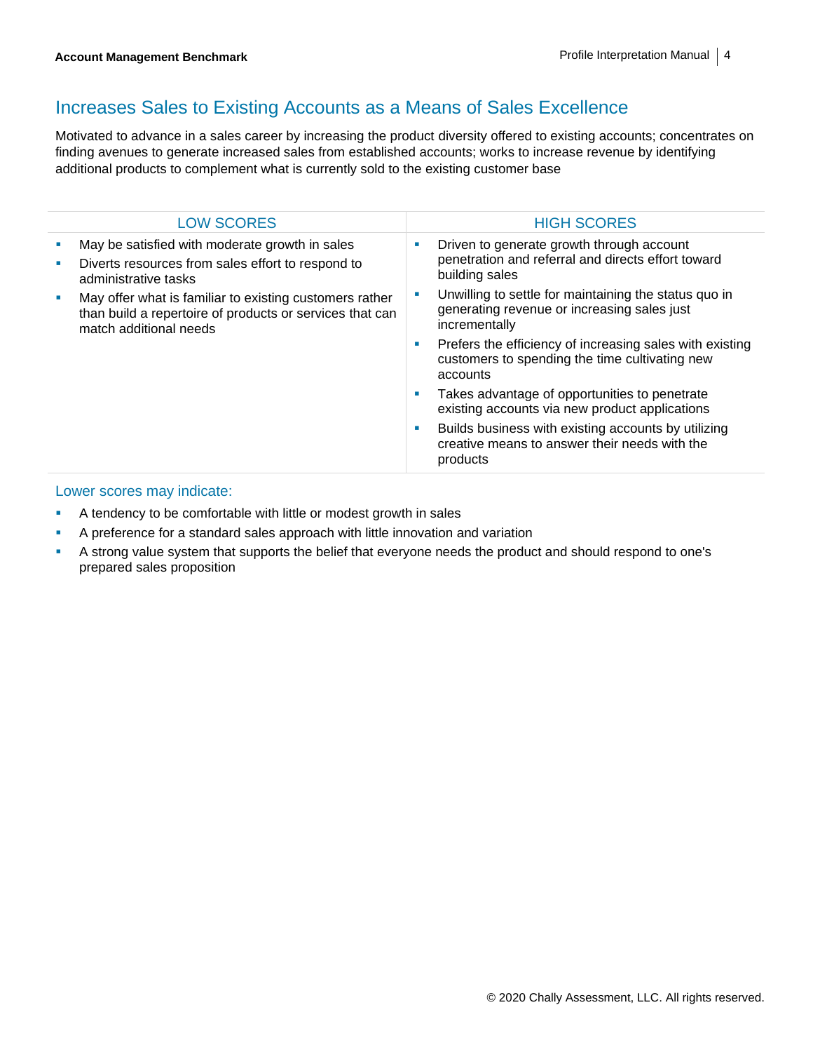## Increases Sales to Existing Accounts as a Means of Sales Excellence

Motivated to advance in a sales career by increasing the product diversity offered to existing accounts; concentrates on finding avenues to generate increased sales from established accounts; works to increase revenue by identifying additional products to complement what is currently sold to the existing customer base

| LOW SCORES | HIGH SCORES |
| --- | --- |
| ▪ May be satisfied with moderate growth in sales<br>▪ Diverts resources from sales effort to respond to administrative tasks<br>▪ May offer what is familiar to existing customers rather than build a repertoire of products or services that can match additional needs | ▪ Driven to generate growth through account penetration and referral and directs effort toward building sales<br>▪ Unwilling to settle for maintaining the status quo in generating revenue or increasing sales just incrementally<br>▪ Prefers the efficiency of increasing sales with existing customers to spending the time cultivating new accounts<br>▪ Takes advantage of opportunities to penetrate existing accounts via new product applications<br>▪ Builds business with existing accounts by utilizing creative means to answer their needs with the products |

### Lower scores may indicate:

- A tendency to be comfortable with little or modest growth in sales
- A preference for a standard sales approach with little innovation and variation
- A strong value system that supports the belief that everyone needs the product and should respond to one's prepared sales proposition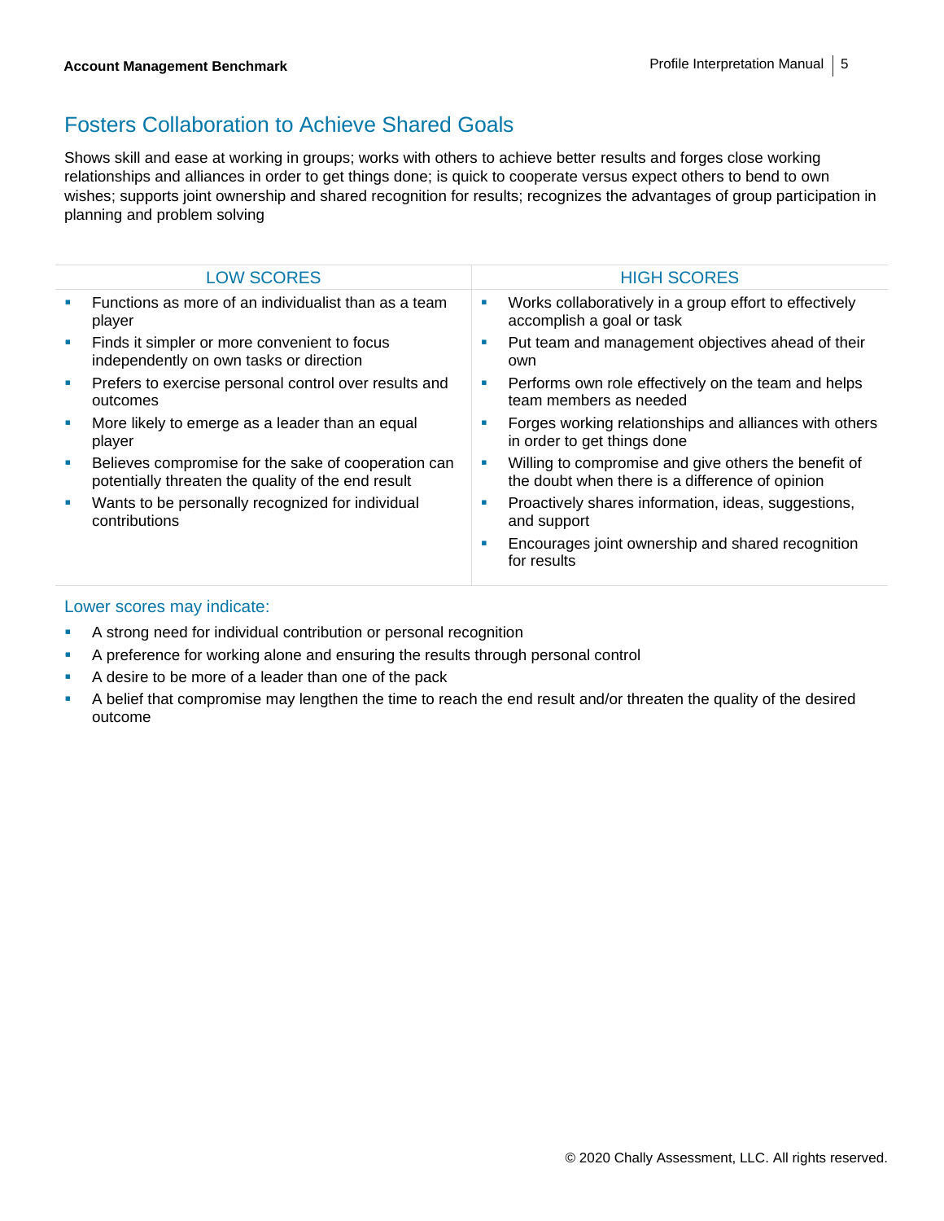## Fosters Collaboration to Achieve Shared Goals

Shows skill and ease at working in groups; works with others to achieve better results and forges close working relationships and alliances in order to get things done; is quick to cooperate versus expect others to bend to own wishes; supports joint ownership and shared recognition for results; recognizes the advantages of group participation in planning and problem solving

| LOW SCORES | HIGH SCORES |
|---|---|
| ▪ Functions as more of an individualist than as a team player<br>▪ Finds it simpler or more convenient to focus independently on own tasks or direction<br>▪ Prefers to exercise personal control over results and outcomes<br>▪ More likely to emerge as a leader than an equal player<br>▪ Believes compromise for the sake of cooperation can potentially threaten the quality of the end result<br>▪ Wants to be personally recognized for individual contributions | ▪ Works collaboratively in a group effort to effectively accomplish a goal or task<br>▪ Put team and management objectives ahead of their own<br>▪ Performs own role effectively on the team and helps team members as needed<br>▪ Forges working relationships and alliances with others in order to get things done<br>▪ Willing to compromise and give others the benefit of the doubt when there is a difference of opinion<br>▪ Proactively shares information, ideas, suggestions, and support<br>▪ Encourages joint ownership and shared recognition for results |

### Lower scores may indicate:

- A strong need for individual contribution or personal recognition
- A preference for working alone and ensuring the results through personal control
- A desire to be more of a leader than one of the pack
- A belief that compromise may lengthen the time to reach the end result and/or threaten the quality of the desired outcome

© 2020 Chally Assessment, LLC. All rights reserved.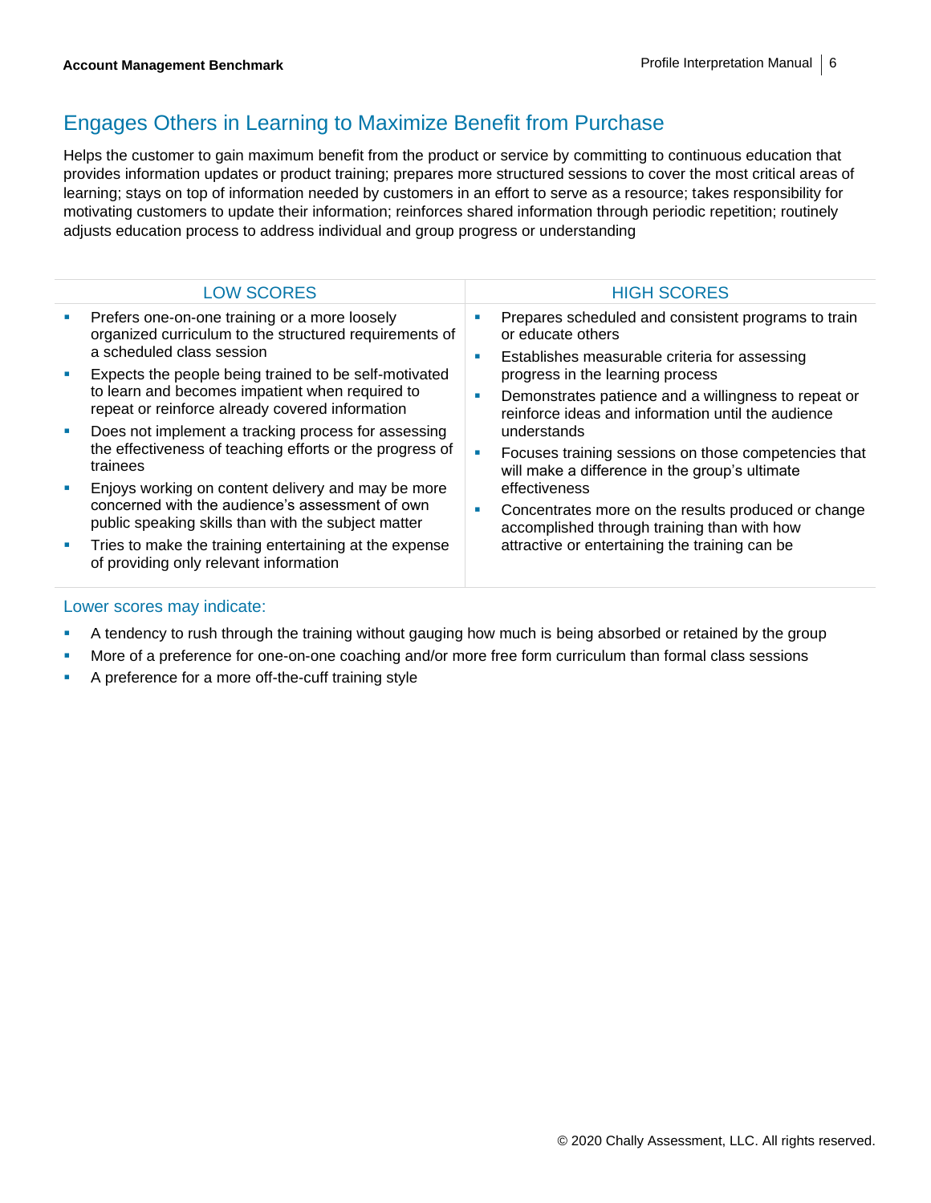## Engages Others in Learning to Maximize Benefit from Purchase

Helps the customer to gain maximum benefit from the product or service by committing to continuous education that provides information updates or product training; prepares more structured sessions to cover the most critical areas of learning; stays on top of information needed by customers in an effort to serve as a resource; takes responsibility for motivating customers to update their information; reinforces shared information through periodic repetition; routinely adjusts education process to address individual and group progress or understanding

| LOW SCORES | HIGH SCORES |
| --- | --- |
| ▪ Prefers one-on-one training or a more loosely organized curriculum to the structured requirements of a scheduled class session<br>▪ Expects the people being trained to be self-motivated to learn and becomes impatient when required to repeat or reinforce already covered information<br>▪ Does not implement a tracking process for assessing the effectiveness of teaching efforts or the progress of trainees<br>▪ Enjoys working on content delivery and may be more concerned with the audience's assessment of own public speaking skills than with the subject matter<br>▪ Tries to make the training entertaining at the expense of providing only relevant information | ▪ Prepares scheduled and consistent programs to train or educate others<br>▪ Establishes measurable criteria for assessing progress in the learning process<br>▪ Demonstrates patience and a willingness to repeat or reinforce ideas and information until the audience understands<br>▪ Focuses training sessions on those competencies that will make a difference in the group's ultimate effectiveness<br>▪ Concentrates more on the results produced or change accomplished through training than with how attractive or entertaining the training can be |

### Lower scores may indicate:

- A tendency to rush through the training without gauging how much is being absorbed or retained by the group
- More of a preference for one-on-one coaching and/or more free form curriculum than formal class sessions
- A preference for a more off-the-cuff training style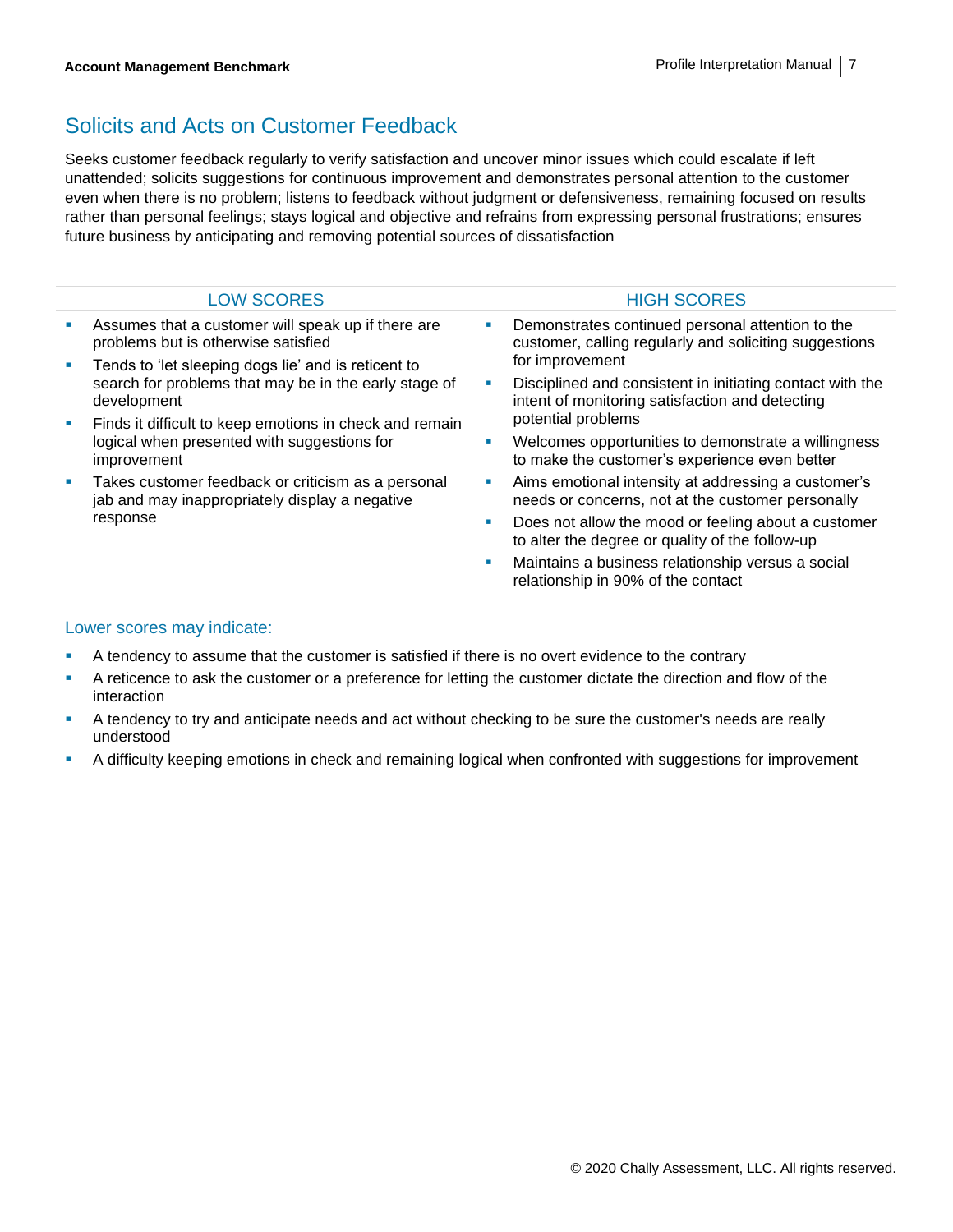## Solicits and Acts on Customer Feedback

Seeks customer feedback regularly to verify satisfaction and uncover minor issues which could escalate if left unattended; solicits suggestions for continuous improvement and demonstrates personal attention to the customer even when there is no problem; listens to feedback without judgment or defensiveness, remaining focused on results rather than personal feelings; stays logical and objective and refrains from expressing personal frustrations; ensures future business by anticipating and removing potential sources of dissatisfaction

| LOW SCORES | HIGH SCORES |
| --- | --- |
| ▪ Assumes that a customer will speak up if there are problems but is otherwise satisfied<br>▪ Tends to 'let sleeping dogs lie' and is reticent to search for problems that may be in the early stage of development<br>▪ Finds it difficult to keep emotions in check and remain logical when presented with suggestions for improvement<br>▪ Takes customer feedback or criticism as a personal jab and may inappropriately display a negative response | ▪ Demonstrates continued personal attention to the customer, calling regularly and soliciting suggestions for improvement<br>▪ Disciplined and consistent in initiating contact with the intent of monitoring satisfaction and detecting potential problems<br>▪ Welcomes opportunities to demonstrate a willingness to make the customer's experience even better<br>▪ Aims emotional intensity at addressing a customer's needs or concerns, not at the customer personally<br>▪ Does not allow the mood or feeling about a customer to alter the degree or quality of the follow-up<br>▪ Maintains a business relationship versus a social relationship in 90% of the contact |

### Lower scores may indicate:

- A tendency to assume that the customer is satisfied if there is no overt evidence to the contrary
- A reticence to ask the customer or a preference for letting the customer dictate the direction and flow of the interaction
- A tendency to try and anticipate needs and act without checking to be sure the customer's needs are really understood
- A difficulty keeping emotions in check and remaining logical when confronted with suggestions for improvement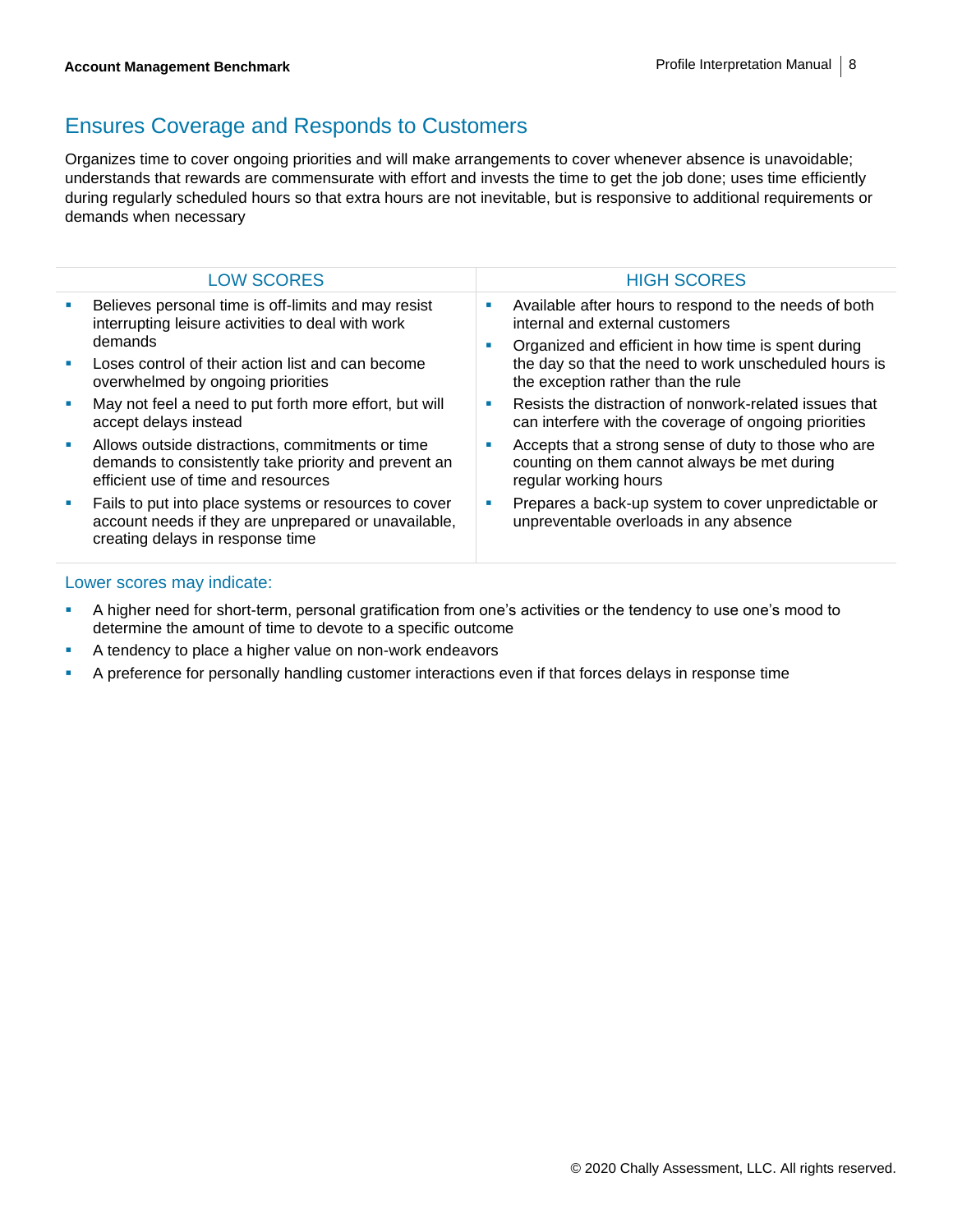## Ensures Coverage and Responds to Customers

Organizes time to cover ongoing priorities and will make arrangements to cover whenever absence is unavoidable; understands that rewards are commensurate with effort and invests the time to get the job done; uses time efficiently during regularly scheduled hours so that extra hours are not inevitable, but is responsive to additional requirements or demands when necessary

| LOW SCORES | HIGH SCORES |
| --- | --- |
| ▪ Believes personal time is off-limits and may resist interrupting leisure activities to deal with work demands<br>▪ Loses control of their action list and can become overwhelmed by ongoing priorities<br>▪ May not feel a need to put forth more effort, but will accept delays instead<br>▪ Allows outside distractions, commitments or time demands to consistently take priority and prevent an efficient use of time and resources<br>▪ Fails to put into place systems or resources to cover account needs if they are unprepared or unavailable, creating delays in response time | ▪ Available after hours to respond to the needs of both internal and external customers<br>▪ Organized and efficient in how time is spent during the day so that the need to work unscheduled hours is the exception rather than the rule<br>▪ Resists the distraction of nonwork-related issues that can interfere with the coverage of ongoing priorities<br>▪ Accepts that a strong sense of duty to those who are counting on them cannot always be met during regular working hours<br>▪ Prepares a back-up system to cover unpredictable or unpreventable overloads in any absence |

### Lower scores may indicate:

- A higher need for short-term, personal gratification from one's activities or the tendency to use one's mood to determine the amount of time to devote to a specific outcome
- A tendency to place a higher value on non-work endeavors
- A preference for personally handling customer interactions even if that forces delays in response time

© 2020 Chally Assessment, LLC. All rights reserved.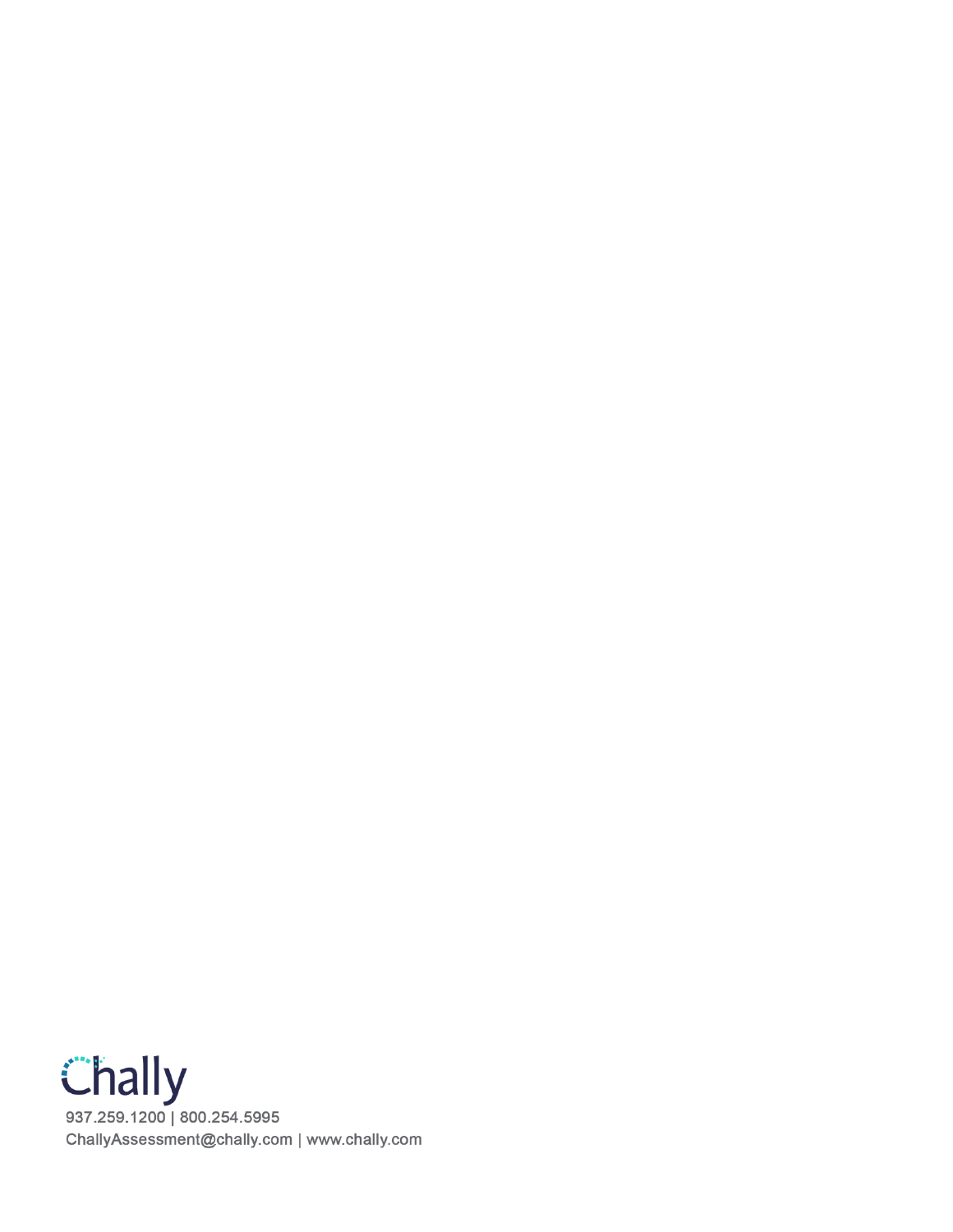Chally

937.259.1200 | 800.254.5995

ChallyAssessment@chally.com | www.chally.com